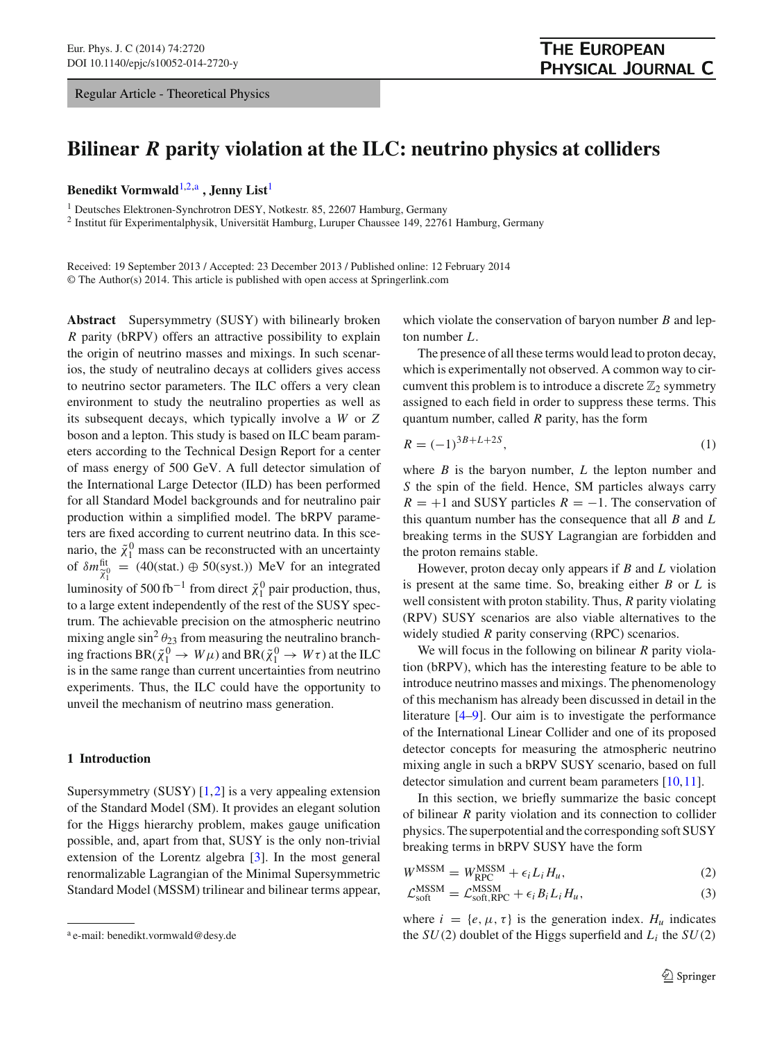Regular Article - Theoretical Physics

# Bilinear *R* parity violation at the ILC: neutrino physics at colliders

**Benedikt Vormwald**[1,2,a], **Jenny List**[1]

[1] Deutsches Elektronen-Synchrotron DESY, Notkestr. 85, 22607 Hamburg, Germany
[2] Institut für Experimentalphysik, Universität Hamburg, Luruper Chaussee 149, 22761 Hamburg, Germany

Received: 19 September 2013 / Accepted: 23 December 2013 / Published online: 12 February 2014
© The Author(s) 2014. This article is published with open access at Springerlink.com

**Abstract** Supersymmetry (SUSY) with bilinearly broken *R* parity (bRPV) offers an attractive possibility to explain the origin of neutrino masses and mixings. In such scenarios, the study of neutralino decays at colliders gives access to neutrino sector parameters. The ILC offers a very clean environment to study the neutralino properties as well as its subsequent decays, which typically involve a *W* or *Z* boson and a lepton. This study is based on ILC beam parameters according to the Technical Design Report for a center of mass energy of 500 GeV. A full detector simulation of the International Large Detector (ILD) has been performed for all Standard Model backgrounds and for neutralino pair production within a simplified model. The bRPV parameters are fixed according to current neutrino data. In this scenario, the $\tilde{\chi}_1^0$ mass can be reconstructed with an uncertainty of $\delta m_{\tilde{\chi}_1^0}^{\text{fit}} = (40(\text{stat.}) \oplus 50(\text{syst.}))$ MeV for an integrated luminosity of 500 fb$^{-1}$ from direct $\tilde{\chi}_1^0$ pair production, thus, to a large extent independently of the rest of the SUSY spectrum. The achievable precision on the atmospheric neutrino mixing angle $\sin^2\theta_{23}$ from measuring the neutralino branching fractions $\text{BR}(\tilde{\chi}_1^0 \to W\mu)$ and $\text{BR}(\tilde{\chi}_1^0 \to W\tau)$ at the ILC is in the same range than current uncertainties from neutrino experiments. Thus, the ILC could have the opportunity to unveil the mechanism of neutrino mass generation.

## 1 Introduction

Supersymmetry (SUSY) [1,2] is a very appealing extension of the Standard Model (SM). It provides an elegant solution for the Higgs hierarchy problem, makes gauge unification possible, and, apart from that, SUSY is the only non-trivial extension of the Lorentz algebra [3]. In the most general renormalizable Lagrangian of the Minimal Supersymmetric Standard Model (MSSM) trilinear and bilinear terms appear, which violate the conservation of baryon number *B* and lepton number *L*.

The presence of all these terms would lead to proton decay, which is experimentally not observed. A common way to circumvent this problem is to introduce a discrete $\mathbb{Z}_2$ symmetry assigned to each field in order to suppress these terms. This quantum number, called *R* parity, has the form

$$R = (-1)^{3B+L+2S}, \tag{1}$$

where *B* is the baryon number, *L* the lepton number and *S* the spin of the field. Hence, SM particles always carry $R = +1$ and SUSY particles $R = -1$. The conservation of this quantum number has the consequence that all *B* and *L* breaking terms in the SUSY Lagrangian are forbidden and the proton remains stable.

However, proton decay only appears if *B* and *L* violation is present at the same time. So, breaking either *B* or *L* is well consistent with proton stability. Thus, *R* parity violating (RPV) SUSY scenarios are also viable alternatives to the widely studied *R* parity conserving (RPC) scenarios.

We will focus in the following on bilinear *R* parity violation (bRPV), which has the interesting feature to be able to introduce neutrino masses and mixings. The phenomenology of this mechanism has already been discussed in detail in the literature [4–9]. Our aim is to investigate the performance of the International Linear Collider and one of its proposed detector concepts for measuring the atmospheric neutrino mixing angle in such a bRPV SUSY scenario, based on full detector simulation and current beam parameters [10,11].

In this section, we briefly summarize the basic concept of bilinear *R* parity violation and its connection to collider physics. The superpotential and the corresponding soft SUSY breaking terms in bRPV SUSY have the form

$$W^{\text{MSSM}} = W^{\text{MSSM}}_{\text{RPC}} + \epsilon_i L_i H_u, \tag{2}$$

$$\mathcal{L}^{\text{MSSM}}_{\text{soft}} = \mathcal{L}^{\text{MSSM}}_{\text{soft,RPC}} + \epsilon_i B_i L_i H_u, \tag{3}$$

where $i = \{e, \mu, \tau\}$ is the generation index. $H_u$ indicates the $SU(2)$ doublet of the Higgs superfield and $L_i$ the $SU(2)$

[a] e-mail: benedikt.vormwald@desy.de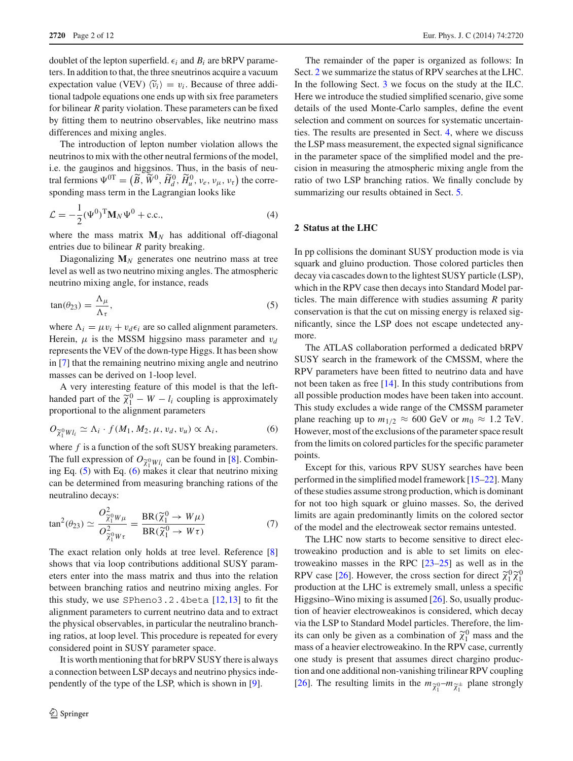doublet of the lepton superfield. $\epsilon_i$ and $B_i$ are bRPV parameters. In addition to that, the three sneutrinos acquire a vacuum expectation value (VEV) $\langle\widetilde{\nu}_i\rangle = v_i$. Because of three additional tadpole equations one ends up with six free parameters for bilinear $R$ parity violation. These parameters can be fixed by fitting them to neutrino observables, like neutrino mass differences and mixing angles.

The introduction of lepton number violation allows the neutrinos to mix with the other neutral fermions of the model, i.e. the gauginos and higgsinos. Thus, in the basis of neutral fermions $\Psi^{0\mathrm{T}} = \left(\widetilde{B}, \widetilde{W}^0, \widetilde{H}_d^0, \widetilde{H}_u^0, \nu_e, \nu_\mu, \nu_\tau\right)$ the corresponding mass term in the Lagrangian looks like

$$\mathcal{L} = -\frac{1}{2}(\Psi^0)^{\mathrm{T}}\mathbf{M}_N\Psi^0 + \text{c.c.}, \tag{4}$$

where the mass matrix $\mathbf{M}_N$ has additional off-diagonal entries due to bilinear $R$ parity breaking.

Diagonalizing $\mathbf{M}_N$ generates one neutrino mass at tree level as well as two neutrino mixing angles. The atmospheric neutrino mixing angle, for instance, reads

$$\tan(\theta_{23}) = \frac{\Lambda_\mu}{\Lambda_\tau}, \tag{5}$$

where $\Lambda_i = \mu v_i + v_d\epsilon_i$ are so called alignment parameters. Herein, $\mu$ is the MSSM higgsino mass parameter and $v_d$ represents the VEV of the down-type Higgs. It has been show in [7] that the remaining neutrino mixing angle and neutrino masses can be derived on 1-loop level.

A very interesting feature of this model is that the left-handed part of the $\widetilde{\chi}_1^0 - W - l_i$ coupling is approximately proportional to the alignment parameters

$$O_{\widetilde{\chi}_1^0 W l_i} \simeq \Lambda_i \cdot f(M_1, M_2, \mu, v_d, v_u) \propto \Lambda_i, \tag{6}$$

where $f$ is a function of the soft SUSY breaking parameters. The full expression of $O_{\widetilde{\chi}_1^0 W l_i}$ can be found in [8]. Combining Eq. (5) with Eq. (6) makes it clear that neutrino mixing can be determined from measuring branching rations of the neutralino decays:

$$\tan^2(\theta_{23}) \simeq \frac{O^2_{\widetilde{\chi}_1^0 W\mu}}{O^2_{\widetilde{\chi}_1^0 W\tau}} = \frac{\mathrm{BR}(\widetilde{\chi}_1^0 \to W\mu)}{\mathrm{BR}(\widetilde{\chi}_1^0 \to W\tau)} \tag{7}$$

The exact relation only holds at tree level. Reference [8] shows that via loop contributions additional SUSY parameters enter into the mass matrix and thus into the relation between branching ratios and neutrino mixing angles. For this study, we use `SPheno3.2.4beta` [12,13] to fit the alignment parameters to current neutrino data and to extract the physical observables, in particular the neutralino branching ratios, at loop level. This procedure is repeated for every considered point in SUSY parameter space.

It is worth mentioning that for bRPV SUSY there is always a connection between LSP decays and neutrino physics independently of the type of the LSP, which is shown in [9].

The remainder of the paper is organized as follows: In Sect. 2 we summarize the status of RPV searches at the LHC. In the following Sect. 3 we focus on the study at the ILC. Here we introduce the studied simplified scenario, give some details of the used Monte-Carlo samples, define the event selection and comment on sources for systematic uncertainties. The results are presented in Sect. 4, where we discuss the LSP mass measurement, the expected signal significance in the parameter space of the simplified model and the precision in measuring the atmospheric mixing angle from the ratio of two LSP branching ratios. We finally conclude by summarizing our results obtained in Sect. 5.

## 2 Status at the LHC

In pp collisions the dominant SUSY production mode is via squark and gluino production. Those colored particles then decay via cascades down to the lightest SUSY particle (LSP), which in the RPV case then decays into Standard Model particles. The main difference with studies assuming $R$ parity conservation is that the cut on missing energy is relaxed significantly, since the LSP does not escape undetected anymore.

The ATLAS collaboration performed a dedicated bRPV SUSY search in the framework of the CMSSM, where the RPV parameters have been fitted to neutrino data and have not been taken as free [14]. In this study contributions from all possible production modes have been taken into account. This study excludes a wide range of the CMSSM parameter plane reaching up to $m_{1/2} \approx 600$ GeV or $m_0 \approx 1.2$ TeV. However, most of the exclusions of the parameter space result from the limits on colored particles for the specific parameter points.

Except for this, various RPV SUSY searches have been performed in the simplified model framework [15–22]. Many of these studies assume strong production, which is dominant for not too high squark or gluino masses. So, the derived limits are again predominantly limits on the colored sector of the model and the electroweak sector remains untested.

The LHC now starts to become sensitive to direct electroweakino production and is able to set limits on electroweakino masses in the RPC [23–25] as well as in the RPV case [26]. However, the cross section for direct $\widetilde{\chi}_1^0\widetilde{\chi}_1^0$ production at the LHC is extremely small, unless a specific Higgsino–Wino mixing is assumed [26]. So, usually production of heavier electroweakinos is considered, which decay via the LSP to Standard Model particles. Therefore, the limits can only be given as a combination of $\widetilde{\chi}_1^0$ mass and the mass of a heavier electroweakino. In the RPV case, currently one study is present that assumes direct chargino production and one additional non-vanishing trilinear RPV coupling [26]. The resulting limits in the $m_{\widetilde{\chi}_1^0}$–$m_{\widetilde{\chi}_1^\pm}$ plane strongly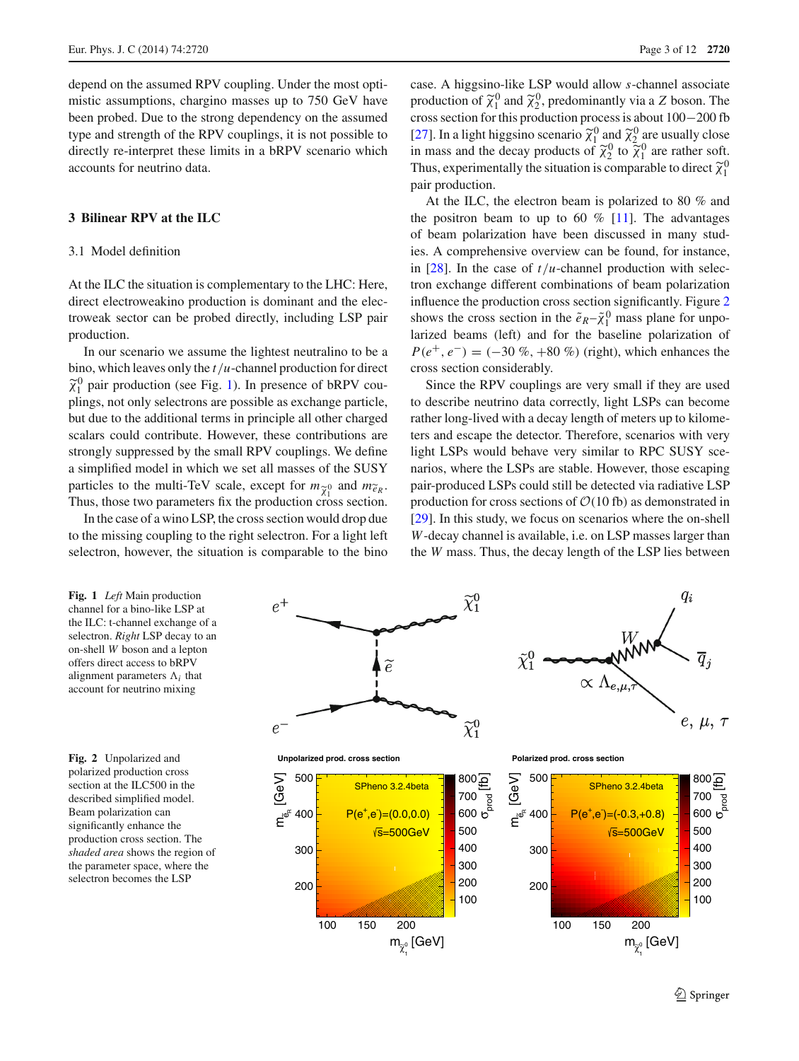depend on the assumed RPV coupling. Under the most optimistic assumptions, chargino masses up to 750 GeV have been probed. Due to the strong dependency on the assumed type and strength of the RPV couplings, it is not possible to directly re-interpret these limits in a bRPV scenario which accounts for neutrino data.

## 3 Bilinear RPV at the ILC

### 3.1 Model definition

At the ILC the situation is complementary to the LHC: Here, direct electroweakino production is dominant and the electroweak sector can be probed directly, including LSP pair production.

In our scenario we assume the lightest neutralino to be a bino, which leaves only the $t/u$-channel production for direct $\widetilde{\chi}_1^0$ pair production (see Fig. 1). In presence of bRPV couplings, not only selectrons are possible as exchange particle, but due to the additional terms in principle all other charged scalars could contribute. However, these contributions are strongly suppressed by the small RPV couplings. We define a simplified model in which we set all masses of the SUSY particles to the multi-TeV scale, except for $m_{\widetilde{\chi}_1^0}$ and $m_{\widetilde{e}_R}$. Thus, those two parameters fix the production cross section.

In the case of a wino LSP, the cross section would drop due to the missing coupling to the right selectron. For a light left selectron, however, the situation is comparable to the bino case. A higgsino-like LSP would allow $s$-channel associate production of $\widetilde{\chi}_1^0$ and $\widetilde{\chi}_2^0$, predominantly via a $Z$ boson. The cross section for this production process is about 100−200 fb [27]. In a light higgsino scenario $\widetilde{\chi}_1^0$ and $\widetilde{\chi}_2^0$ are usually close in mass and the decay products of $\widetilde{\chi}_2^0$ to $\widetilde{\chi}_1^0$ are rather soft. Thus, experimentally the situation is comparable to direct $\widetilde{\chi}_1^0$ pair production.

At the ILC, the electron beam is polarized to 80 % and the positron beam to up to 60 % [11]. The advantages of beam polarization have been discussed in many studies. A comprehensive overview can be found, for instance, in [28]. In the case of $t/u$-channel production with selectron exchange different combinations of beam polarization influence the production cross section significantly. Figure 2 shows the cross section in the $\tilde{e}_R$–$\tilde{\chi}_1^0$ mass plane for unpolarized beams (left) and for the baseline polarization of $P(e^+, e^-) = (-30\ \%, +80\ \%)$ (right), which enhances the cross section considerably.

Since the RPV couplings are very small if they are used to describe neutrino data correctly, light LSPs can become rather long-lived with a decay length of meters up to kilometers and escape the detector. Therefore, scenarios with very light LSPs would behave very similar to RPC SUSY scenarios, where the LSPs are stable. However, those escaping pair-produced LSPs could still be detected via radiative LSP production for cross sections of $\mathcal{O}(10\ \text{fb})$ as demonstrated in [29]. In this study, we focus on scenarios where the on-shell $W$-decay channel is available, i.e. on LSP masses larger than the $W$ mass. Thus, the decay length of the LSP lies between

**Fig. 1** *Left* Main production channel for a bino-like LSP at the ILC: t-channel exchange of a selectron. *Right* LSP decay to an on-shell $W$ boson and a lepton offers direct access to bRPV alignment parameters $\Lambda_i$ that account for neutrino mixing

**Fig. 2** Unpolarized and polarized production cross section at the ILC500 in the described simplified model. Beam polarization can significantly enhance the production cross section. The *shaded area* shows the region of the parameter space, where the selectron becomes the LSP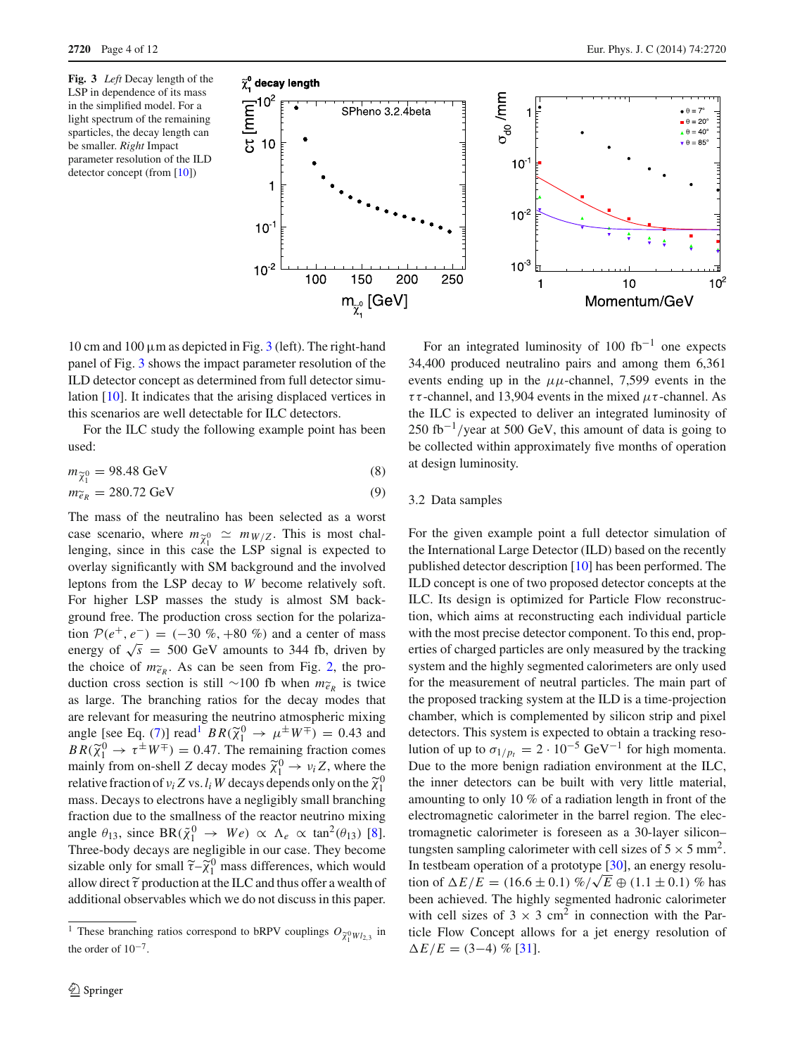**Fig. 3** *Left* Decay length of the LSP in dependence of its mass in the simplified model. For a light spectrum of the remaining sparticles, the decay length can be smaller. *Right* Impact parameter resolution of the ILD detector concept (from [10])

10 cm and 100 μm as depicted in Fig. 3 (left). The right-hand panel of Fig. 3 shows the impact parameter resolution of the ILD detector concept as determined from full detector simulation [10]. It indicates that the arising displaced vertices in this scenarios are well detectable for ILC detectors.

For the ILC study the following example point has been used:

$$m_{\tilde{\chi}_1^0} = 98.48 \text{ GeV} \tag{8}$$

$$m_{\tilde{e}_R} = 280.72 \text{ GeV} \tag{9}$$

The mass of the neutralino has been selected as a worst case scenario, where $m_{\tilde{\chi}_1^0} \simeq m_{W/Z}$. This is most challenging, since in this case the LSP signal is expected to overlay significantly with SM background and the involved leptons from the LSP decay to $W$ become relatively soft. For higher LSP masses the study is almost SM background free. The production cross section for the polarization $\mathcal{P}(e^+, e^-) = (-30\ \%, +80\ \%)$ and a center of mass energy of $\sqrt{s} = 500$ GeV amounts to 344 fb, driven by the choice of $m_{\tilde{e}_R}$. As can be seen from Fig. 2, the production cross section is still ∼100 fb when $m_{\tilde{e}_R}$ is twice as large. The branching ratios for the decay modes that are relevant for measuring the neutrino atmospheric mixing angle [see Eq. (7)] read[1] $BR(\tilde{\chi}_1^0 \to \mu^\pm W^\mp) = 0.43$ and $BR(\tilde{\chi}_1^0 \to \tau^\pm W^\mp) = 0.47$. The remaining fraction comes mainly from on-shell $Z$ decay modes $\tilde{\chi}_1^0 \to \nu_i Z$, where the relative fraction of $\nu_i Z$ vs. $l_i W$ decays depends only on the $\tilde{\chi}_1^0$ mass. Decays to electrons have a negligibly small branching fraction due to the smallness of the reactor neutrino mixing angle $\theta_{13}$, since $\text{BR}(\tilde{\chi}_1^0 \to We) \propto \Lambda_e \propto \tan^2(\theta_{13})$ [8]. Three-body decays are negligible in our case. They become sizable only for small $\tilde{\tau}$–$\tilde{\chi}_1^0$ mass differences, which would allow direct $\tilde{\tau}$ production at the ILC and thus offer a wealth of additional observables which we do not discuss in this paper.

[1] These branching ratios correspond to bRPV couplings $O_{\tilde{\chi}_1^0 W l_{2,3}}$ in the order of $10^{-7}$.

For an integrated luminosity of 100 fb$^{-1}$ one expects 34,400 produced neutralino pairs and among them 6,361 events ending up in the $\mu\mu$-channel, 7,599 events in the $\tau\tau$-channel, and 13,904 events in the mixed $\mu\tau$-channel. As the ILC is expected to deliver an integrated luminosity of 250 fb$^{-1}$/year at 500 GeV, this amount of data is going to be collected within approximately five months of operation at design luminosity.

### 3.2 Data samples

For the given example point a full detector simulation of the International Large Detector (ILD) based on the recently published detector description [10] has been performed. The ILD concept is one of two proposed detector concepts at the ILC. Its design is optimized for Particle Flow reconstruction, which aims at reconstructing each individual particle with the most precise detector component. To this end, properties of charged particles are only measured by the tracking system and the highly segmented calorimeters are only used for the measurement of neutral particles. The main part of the proposed tracking system at the ILD is a time-projection chamber, which is complemented by silicon strip and pixel detectors. This system is expected to obtain a tracking resolution of up to $\sigma_{1/p_t} = 2 \cdot 10^{-5}$ GeV$^{-1}$ for high momenta. Due to the more benign radiation environment at the ILC, the inner detectors can be built with very little material, amounting to only 10 % of a radiation length in front of the electromagnetic calorimeter in the barrel region. The electromagnetic calorimeter is foreseen as a 30-layer silicon–tungsten sampling calorimeter with cell sizes of $5 \times 5$ mm$^2$. In testbeam operation of a prototype [30], an energy resolution of $\Delta E/E = (16.6 \pm 0.1)\ \%/\sqrt{E} \oplus (1.1 \pm 0.1)\ \%$ has been achieved. The highly segmented hadronic calorimeter with cell sizes of $3 \times 3$ cm$^2$ in connection with the Particle Flow Concept allows for a jet energy resolution of $\Delta E/E = (3–4)\ \%$ [31].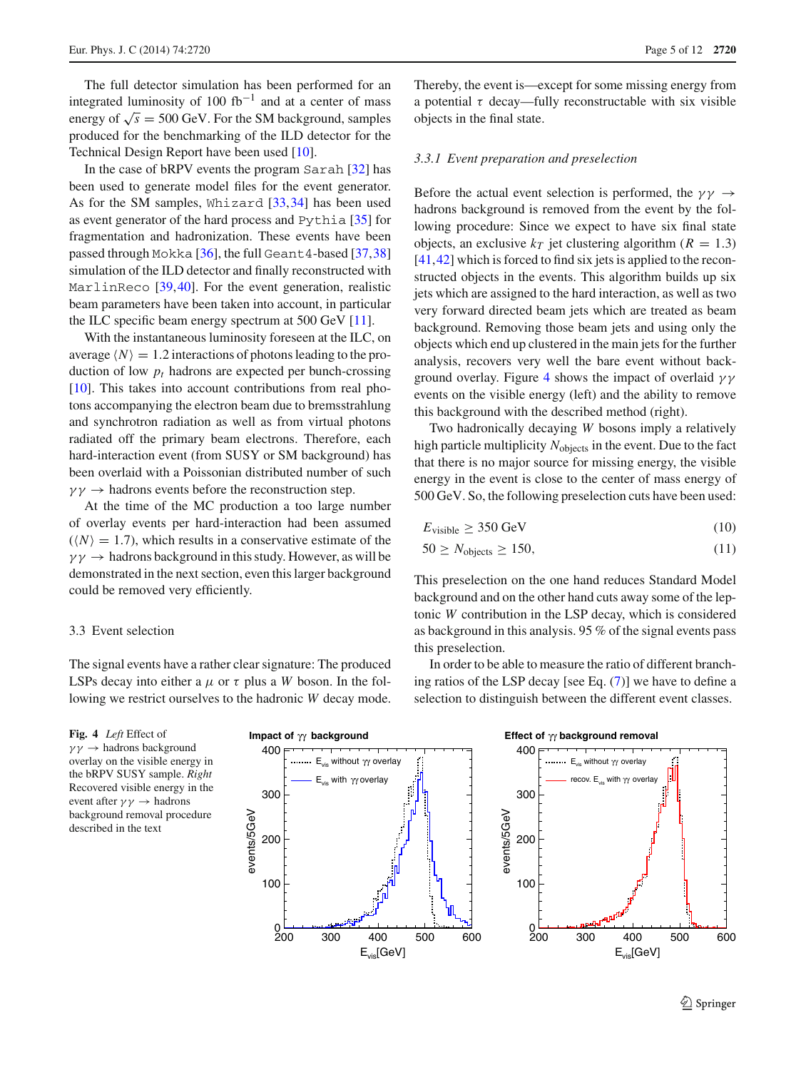The full detector simulation has been performed for an integrated luminosity of 100 fb$^{-1}$ and at a center of mass energy of $\sqrt{s} = 500$ GeV. For the SM background, samples produced for the benchmarking of the ILD detector for the Technical Design Report have been used [10].

In the case of bRPV events the program Sarah [32] has been used to generate model files for the event generator. As for the SM samples, Whizard [33,34] has been used as event generator of the hard process and Pythia [35] for fragmentation and hadronization. These events have been passed through Mokka [36], the full Geant4-based [37,38] simulation of the ILD detector and finally reconstructed with MarlinReco [39,40]. For the event generation, realistic beam parameters have been taken into account, in particular the ILC specific beam energy spectrum at 500 GeV [11].

With the instantaneous luminosity foreseen at the ILC, on average $\langle N \rangle = 1.2$ interactions of photons leading to the production of low $p_t$ hadrons are expected per bunch-crossing [10]. This takes into account contributions from real photons accompanying the electron beam due to bremsstrahlung and synchrotron radiation as well as from virtual photons radiated off the primary beam electrons. Therefore, each hard-interaction event (from SUSY or SM background) has been overlaid with a Poissonian distributed number of such $\gamma\gamma \to$ hadrons events before the reconstruction step.

At the time of the MC production a too large number of overlay events per hard-interaction had been assumed ($\langle N \rangle = 1.7$), which results in a conservative estimate of the $\gamma\gamma \to$ hadrons background in this study. However, as will be demonstrated in the next section, even this larger background could be removed very efficiently.

### 3.3 Event selection

The signal events have a rather clear signature: The produced LSPs decay into either a $\mu$ or $\tau$ plus a $W$ boson. In the following we restrict ourselves to the hadronic $W$ decay mode. Thereby, the event is—except for some missing energy from a potential $\tau$ decay—fully reconstructable with six visible objects in the final state.

#### 3.3.1 Event preparation and preselection

Before the actual event selection is performed, the $\gamma\gamma \to$ hadrons background is removed from the event by the following procedure: Since we expect to have six final state objects, an exclusive $k_T$ jet clustering algorithm ($R = 1.3$) [41,42] which is forced to find six jets is applied to the reconstructed objects in the events. This algorithm builds up six jets which are assigned to the hard interaction, as well as two very forward directed beam jets which are treated as beam background. Removing those beam jets and using only the objects which end up clustered in the main jets for the further analysis, recovers very well the bare event without background overlay. Figure 4 shows the impact of overlaid $\gamma\gamma$ events on the visible energy (left) and the ability to remove this background with the described method (right).

Two hadronically decaying $W$ bosons imply a relatively high particle multiplicity $N_{\text{objects}}$ in the event. Due to the fact that there is no major source for missing energy, the visible energy in the event is close to the center of mass energy of 500 GeV. So, the following preselection cuts have been used:

$$E_{\text{visible}} \geq 350 \text{ GeV} \tag{10}$$

$$50 \geq N_{\text{objects}} \geq 150, \tag{11}$$

This preselection on the one hand reduces Standard Model background and on the other hand cuts away some of the leptonic $W$ contribution in the LSP decay, which is considered as background in this analysis. 95 % of the signal events pass this preselection.

In order to be able to measure the ratio of different branching ratios of the LSP decay [see Eq. (7)] we have to define a selection to distinguish between the different event classes.

**Fig. 4** *Left* Effect of $\gamma\gamma \to$ hadrons background overlay on the visible energy in the bRPV SUSY sample. *Right* Recovered visible energy in the event after $\gamma\gamma \to$ hadrons background removal procedure described in the text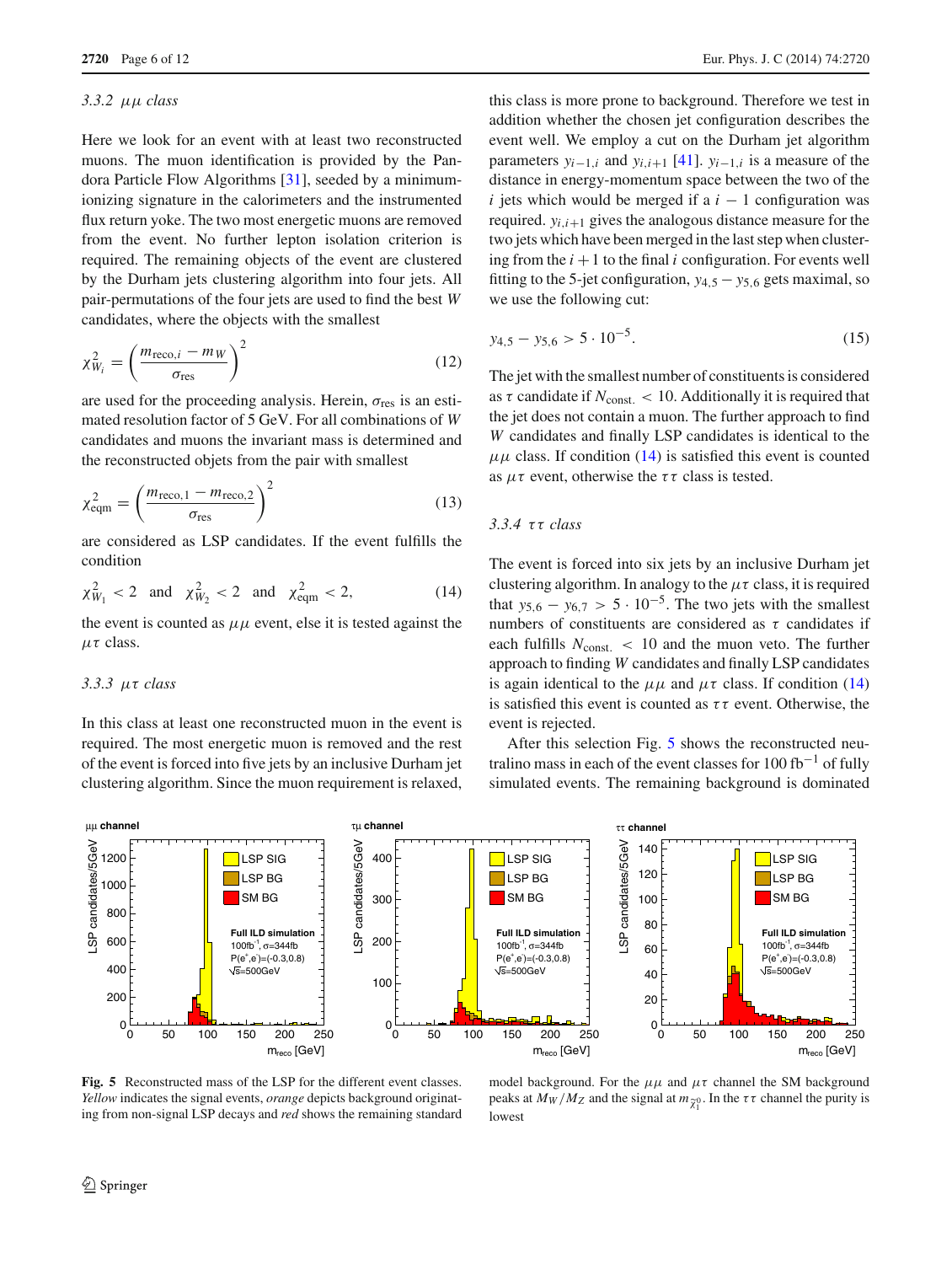### 3.3.2 $\mu\mu$ class

Here we look for an event with at least two reconstructed muons. The muon identification is provided by the Pandora Particle Flow Algorithms [31], seeded by a minimum-ionizing signature in the calorimeters and the instrumented flux return yoke. The two most energetic muons are removed from the event. No further lepton isolation criterion is required. The remaining objects of the event are clustered by the Durham jets clustering algorithm into four jets. All pair-permutations of the four jets are used to find the best $W$ candidates, where the objects with the smallest

$$\chi^2_{W_i} = \left(\frac{m_{\text{reco},i} - m_W}{\sigma_{\text{res}}}\right)^2 \tag{12}$$

are used for the proceeding analysis. Herein, $\sigma_{\text{res}}$ is an estimated resolution factor of 5 GeV. For all combinations of $W$ candidates and muons the invariant mass is determined and the reconstructed objets from the pair with smallest

$$\chi^2_{\text{eqm}} = \left(\frac{m_{\text{reco},1} - m_{\text{reco},2}}{\sigma_{\text{res}}}\right)^2 \tag{13}$$

are considered as LSP candidates. If the event fulfills the condition

$$\chi^2_{W_1} < 2 \quad \text{and} \quad \chi^2_{W_2} < 2 \quad \text{and} \quad \chi^2_{\text{eqm}} < 2, \tag{14}$$

the event is counted as $\mu\mu$ event, else it is tested against the $\mu\tau$ class.

### 3.3.3 $\mu\tau$ class

In this class at least one reconstructed muon in the event is required. The most energetic muon is removed and the rest of the event is forced into five jets by an inclusive Durham jet clustering algorithm. Since the muon requirement is relaxed, this class is more prone to background. Therefore we test in addition whether the chosen jet configuration describes the event well. We employ a cut on the Durham jet algorithm parameters $y_{i-1,i}$ and $y_{i,i+1}$ [41]. $y_{i-1,i}$ is a measure of the distance in energy-momentum space between the two of the $i$ jets which would be merged if a $i-1$ configuration was required. $y_{i,i+1}$ gives the analogous distance measure for the two jets which have been merged in the last step when clustering from the $i+1$ to the final $i$ configuration. For events well fitting to the 5-jet configuration, $y_{4,5} - y_{5,6}$ gets maximal, so we use the following cut:

$$y_{4,5} - y_{5,6} > 5 \cdot 10^{-5}. \tag{15}$$

The jet with the smallest number of constituents is considered as $\tau$ candidate if $N_{\text{const.}} < 10$. Additionally it is required that the jet does not contain a muon. The further approach to find $W$ candidates and finally LSP candidates is identical to the $\mu\mu$ class. If condition (14) is satisfied this event is counted as $\mu\tau$ event, otherwise the $\tau\tau$ class is tested.

### 3.3.4 $\tau\tau$ class

The event is forced into six jets by an inclusive Durham jet clustering algorithm. In analogy to the $\mu\tau$ class, it is required that $y_{5,6} - y_{6,7} > 5 \cdot 10^{-5}$. The two jets with the smallest numbers of constituents are considered as $\tau$ candidates if each fulfills $N_{\text{const.}} < 10$ and the muon veto. The further approach to finding $W$ candidates and finally LSP candidates is again identical to the $\mu\mu$ and $\mu\tau$ class. If condition (14) is satisfied this event is counted as $\tau\tau$ event. Otherwise, the event is rejected.

After this selection Fig. 5 shows the reconstructed neutralino mass in each of the event classes for 100 fb$^{-1}$ of fully simulated events. The remaining background is dominated

**Fig. 5** Reconstructed mass of the LSP for the different event classes. *Yellow* indicates the signal events, *orange* depicts background originating from non-signal LSP decays and *red* shows the remaining standard model background. For the $\mu\mu$ and $\mu\tau$ channel the SM background peaks at $M_W/M_Z$ and the signal at $m_{\tilde{\chi}^0_1}$. In the $\tau\tau$ channel the purity is lowest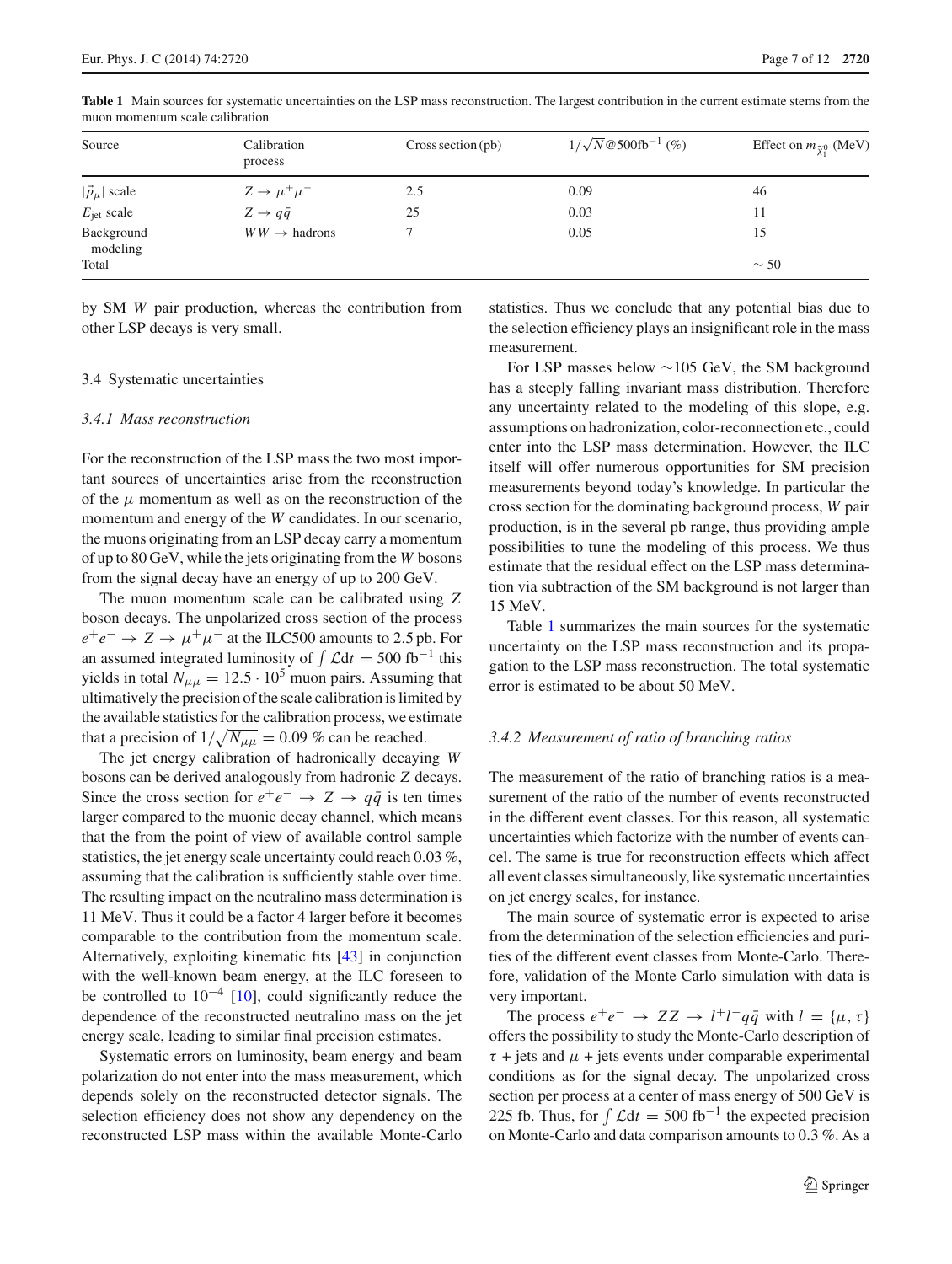**Table 1** Main sources for systematic uncertainties on the LSP mass reconstruction. The largest contribution in the current estimate stems from the muon momentum scale calibration

| Source | Calibration process | Cross section (pb) | $1/\sqrt{N}$@500fb$^{-1}$ (%) | Effect on $m_{\tilde{\chi}_1^0}$ (MeV) |
|---|---|---|---|---|
| $\vert\vec{p}_\mu\vert$ scale | $Z \to \mu^+\mu^-$ | 2.5 | 0.09 | 46 |
| $E_{\text{jet}}$ scale | $Z \to q\bar{q}$ | 25 | 0.03 | 11 |
| Background modeling | $WW \to$ hadrons | 7 | 0.05 | 15 |
| Total | | | | $\sim 50$ |

by SM $W$ pair production, whereas the contribution from other LSP decays is very small.

### 3.4 Systematic uncertainties

#### *3.4.1 Mass reconstruction*

For the reconstruction of the LSP mass the two most important sources of uncertainties arise from the reconstruction of the $\mu$ momentum as well as on the reconstruction of the momentum and energy of the $W$ candidates. In our scenario, the muons originating from an LSP decay carry a momentum of up to 80 GeV, while the jets originating from the $W$ bosons from the signal decay have an energy of up to 200 GeV.

The muon momentum scale can be calibrated using $Z$ boson decays. The unpolarized cross section of the process $e^+e^- \to Z \to \mu^+\mu^-$ at the ILC500 amounts to 2.5 pb. For an assumed integrated luminosity of $\int \mathcal{L}dt = 500$ fb$^{-1}$ this yields in total $N_{\mu\mu} = 12.5 \cdot 10^5$ muon pairs. Assuming that ultimatively the precision of the scale calibration is limited by the available statistics for the calibration process, we estimate that a precision of $1/\sqrt{N_{\mu\mu}} = 0.09$ % can be reached.

The jet energy calibration of hadronically decaying $W$ bosons can be derived analogously from hadronic $Z$ decays. Since the cross section for $e^+e^- \to Z \to q\bar{q}$ is ten times larger compared to the muonic decay channel, which means that the from the point of view of available control sample statistics, the jet energy scale uncertainty could reach 0.03 %, assuming that the calibration is sufficiently stable over time. The resulting impact on the neutralino mass determination is 11 MeV. Thus it could be a factor 4 larger before it becomes comparable to the contribution from the momentum scale. Alternatively, exploiting kinematic fits [43] in conjunction with the well-known beam energy, at the ILC foreseen to be controlled to $10^{-4}$ [10], could significantly reduce the dependence of the reconstructed neutralino mass on the jet energy scale, leading to similar final precision estimates.

Systematic errors on luminosity, beam energy and beam polarization do not enter into the mass measurement, which depends solely on the reconstructed detector signals. The selection efficiency does not show any dependency on the reconstructed LSP mass within the available Monte-Carlo statistics. Thus we conclude that any potential bias due to the selection efficiency plays an insignificant role in the mass measurement.

For LSP masses below $\sim$105 GeV, the SM background has a steeply falling invariant mass distribution. Therefore any uncertainty related to the modeling of this slope, e.g. assumptions on hadronization, color-reconnection etc., could enter into the LSP mass determination. However, the ILC itself will offer numerous opportunities for SM precision measurements beyond today's knowledge. In particular the cross section for the dominating background process, $W$ pair production, is in the several pb range, thus providing ample possibilities to tune the modeling of this process. We thus estimate that the residual effect on the LSP mass determination via subtraction of the SM background is not larger than 15 MeV.

Table 1 summarizes the main sources for the systematic uncertainty on the LSP mass reconstruction and its propagation to the LSP mass reconstruction. The total systematic error is estimated to be about 50 MeV.

#### *3.4.2 Measurement of ratio of branching ratios*

The measurement of the ratio of branching ratios is a measurement of the ratio of the number of events reconstructed in the different event classes. For this reason, all systematic uncertainties which factorize with the number of events cancel. The same is true for reconstruction effects which affect all event classes simultaneously, like systematic uncertainties on jet energy scales, for instance.

The main source of systematic error is expected to arise from the determination of the selection efficiencies and purities of the different event classes from Monte-Carlo. Therefore, validation of the Monte Carlo simulation with data is very important.

The process $e^+e^- \to ZZ \to l^+l^-q\bar{q}$ with $l = \{\mu, \tau\}$ offers the possibility to study the Monte-Carlo description of $\tau$ + jets and $\mu$ + jets events under comparable experimental conditions as for the signal decay. The unpolarized cross section per process at a center of mass energy of 500 GeV is 225 fb. Thus, for $\int \mathcal{L}dt = 500$ fb$^{-1}$ the expected precision on Monte-Carlo and data comparison amounts to 0.3 %. As a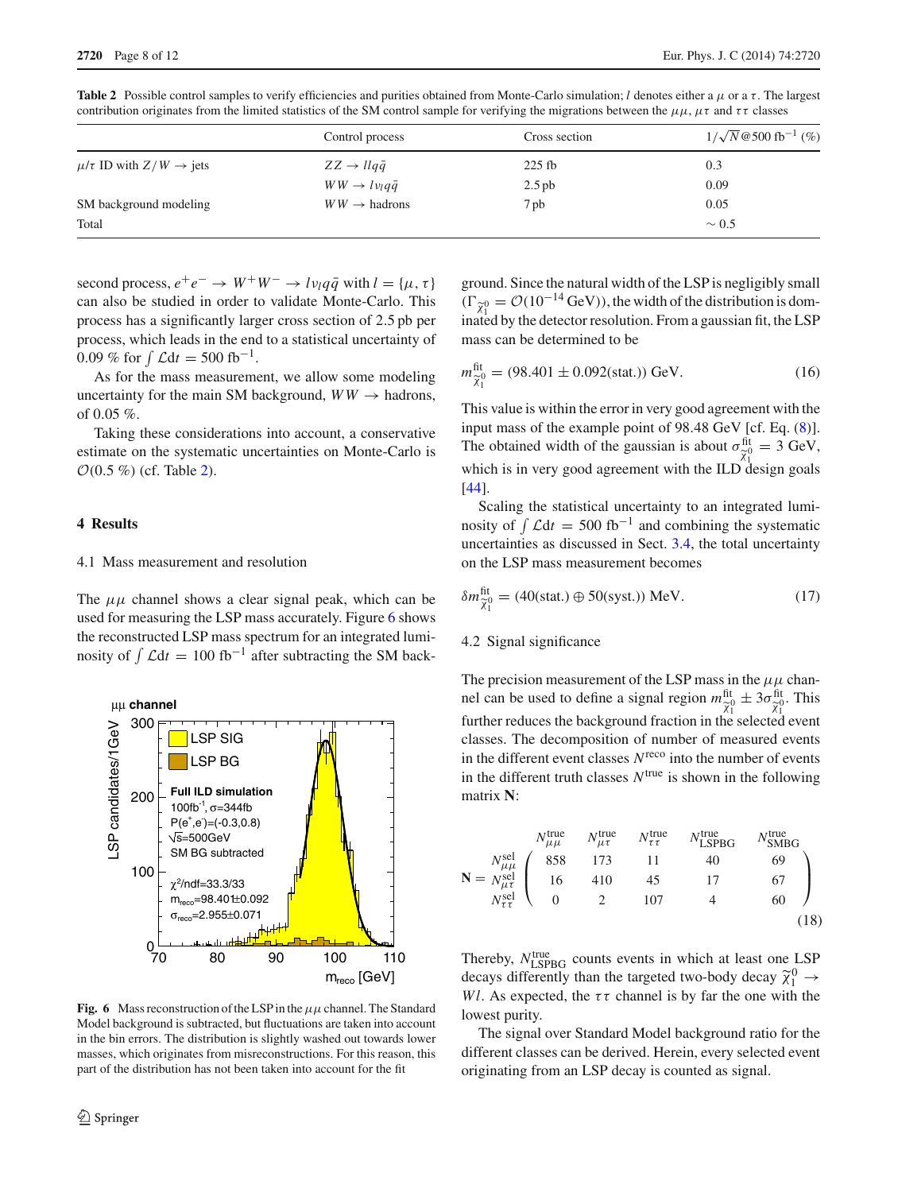**Table 2** Possible control samples to verify efficiencies and purities obtained from Monte-Carlo simulation; $l$ denotes either a $\mu$ or a $\tau$. The largest contribution originates from the limited statistics of the SM control sample for verifying the migrations between the $\mu\mu$, $\mu\tau$ and $\tau\tau$ classes

| | Control process | Cross section | $1/\sqrt{N}$@500 fb$^{-1}$ (%) |
|---|---|---|---|
| $\mu/\tau$ ID with $Z/W \rightarrow$ jets | $ZZ \rightarrow llq\bar{q}$ | 225 fb | 0.3 |
| | $WW \rightarrow l\nu_l q\bar{q}$ | 2.5 pb | 0.09 |
| SM background modeling | $WW \rightarrow$ hadrons | 7 pb | 0.05 |
| Total | | | $\sim 0.5$ |

second process, $e^+e^- \rightarrow W^+W^- \rightarrow l\nu_l q\bar{q}$ with $l = \{\mu, \tau\}$ can also be studied in order to validate Monte-Carlo. This process has a significantly larger cross section of 2.5 pb per process, which leads in the end to a statistical uncertainty of 0.09 % for $\int \mathcal{L}dt = 500$ fb$^{-1}$.

As for the mass measurement, we allow some modeling uncertainty for the main SM background, $WW \rightarrow$ hadrons, of 0.05 %.

Taking these considerations into account, a conservative estimate on the systematic uncertainties on Monte-Carlo is $\mathcal{O}(0.5\ \%)$ (cf. Table 2).

## 4 Results

### 4.1 Mass measurement and resolution

The $\mu\mu$ channel shows a clear signal peak, which can be used for measuring the LSP mass accurately. Figure 6 shows the reconstructed LSP mass spectrum for an integrated luminosity of $\int \mathcal{L}dt = 100$ fb$^{-1}$ after subtracting the SM background. Since the natural width of the LSP is negligibly small ($\Gamma_{\tilde{\chi}_1^0} = \mathcal{O}(10^{-14}\,\text{GeV})$), the width of the distribution is dominated by the detector resolution. From a gaussian fit, the LSP mass can be determined to be

$$m^{\text{fit}}_{\tilde{\chi}_1^0} = (98.401 \pm 0.092(\text{stat.}))\ \text{GeV}. \tag{16}$$

This value is within the error in very good agreement with the input mass of the example point of 98.48 GeV [cf. Eq. (8)]. The obtained width of the gaussian is about $\sigma^{\text{fit}}_{\tilde{\chi}_1^0} = 3$ GeV, which is in very good agreement with the ILD design goals [44].

Scaling the statistical uncertainty to an integrated luminosity of $\int \mathcal{L}dt = 500$ fb$^{-1}$ and combining the systematic uncertainties as discussed in Sect. 3.4, the total uncertainty on the LSP mass measurement becomes

$$\delta m^{\text{fit}}_{\tilde{\chi}_1^0} = (40(\text{stat.}) \oplus 50(\text{syst.}))\ \text{MeV}. \tag{17}$$

**Fig. 6** Mass reconstruction of the LSP in the $\mu\mu$ channel. The Standard Model background is subtracted, but fluctuations are taken into account in the bin errors. The distribution is slightly washed out towards lower masses, which originates from misreconstructions. For this reason, this part of the distribution has not been taken into account for the fit

### 4.2 Signal significance

The precision measurement of the LSP mass in the $\mu\mu$ channel can be used to define a signal region $m^{\text{fit}}_{\tilde{\chi}_1^0} \pm 3\sigma^{\text{fit}}_{\tilde{\chi}_1^0}$. This further reduces the background fraction in the selected event classes. The decomposition of number of measured events in the different event classes $N^{\text{reco}}$ into the number of events in the different truth classes $N^{\text{true}}$ is shown in the following matrix $\mathbf{N}$:

$$\mathbf{N} = \begin{matrix} \\ N^{\text{sel}}_{\mu\mu} \\ N^{\text{sel}}_{\mu\tau} \\ N^{\text{sel}}_{\tau\tau} \end{matrix} \begin{matrix} N^{\text{true}}_{\mu\mu} & N^{\text{true}}_{\mu\tau} & N^{\text{true}}_{\tau\tau} & N^{\text{true}}_{\text{LSPBG}} & N^{\text{true}}_{\text{SMBG}} \\ \end{matrix} \begin{pmatrix} 858 & 173 & 11 & 40 & 69 \\ 16 & 410 & 45 & 17 & 67 \\ 0 & 2 & 107 & 4 & 60 \end{pmatrix} \tag{18}$$

Thereby, $N^{\text{true}}_{\text{LSPBG}}$ counts events in which at least one LSP decays differently than the targeted two-body decay $\tilde{\chi}_1^0 \rightarrow Wl$. As expected, the $\tau\tau$ channel is by far the one with the lowest purity.

The signal over Standard Model background ratio for the different classes can be derived. Herein, every selected event originating from an LSP decay is counted as signal.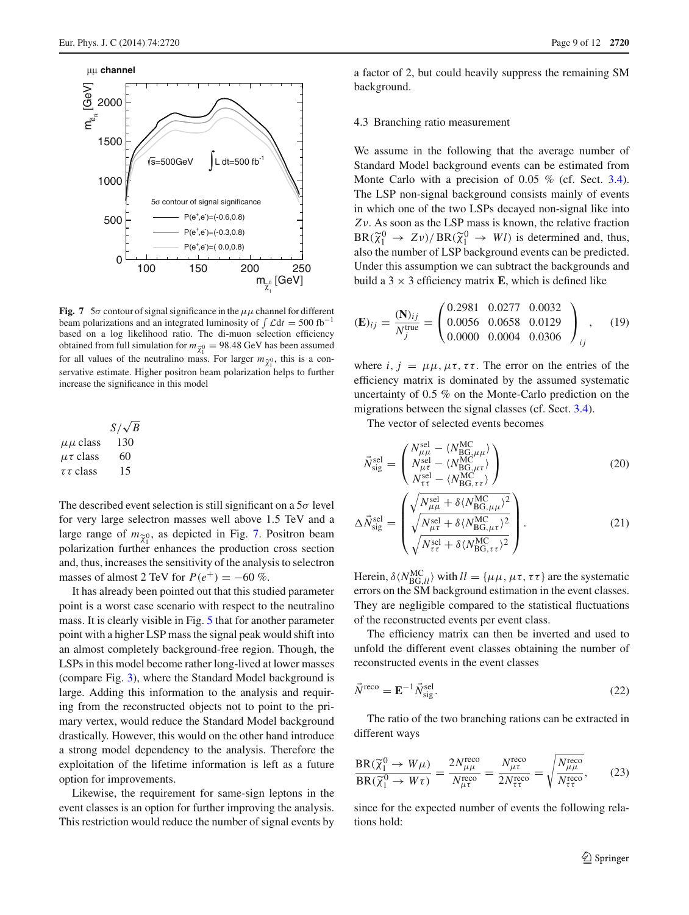**Fig. 7** $5\sigma$ contour of signal significance in the $\mu\mu$ channel for different beam polarizations and an integrated luminosity of $\int \mathcal{L}dt = 500\ \text{fb}^{-1}$ based on a log likelihood ratio. The di-muon selection efficiency obtained from full simulation for $m_{\widetilde{\chi}_1^0} = 98.48$ GeV has been assumed for all values of the neutralino mass. For larger $m_{\widetilde{\chi}_1^0}$, this is a conservative estimate. Higher positron beam polarization helps to further increase the significance in this model

| | $S/\sqrt{B}$ |
|---|---|
| $\mu\mu$ class | 130 |
| $\mu\tau$ class | 60 |
| $\tau\tau$ class | 15 |

The described event selection is still significant on a $5\sigma$ level for very large selectron masses well above 1.5 TeV and a large range of $m_{\widetilde{\chi}_1^0}$, as depicted in Fig. 7. Positron beam polarization further enhances the production cross section and, thus, increases the sensitivity of the analysis to selectron masses of almost 2 TeV for $P(e^+) = -60\ \%$.

It has already been pointed out that this studied parameter point is a worst case scenario with respect to the neutralino mass. It is clearly visible in Fig. 5 that for another parameter point with a higher LSP mass the signal peak would shift into an almost completely background-free region. Though, the LSPs in this model become rather long-lived at lower masses (compare Fig. 3), where the Standard Model background is large. Adding this information to the analysis and requiring from the reconstructed objects not to point to the primary vertex, would reduce the Standard Model background drastically. However, this would on the other hand introduce a strong model dependency to the analysis. Therefore the exploitation of the lifetime information is left as a future option for improvements.

Likewise, the requirement for same-sign leptons in the event classes is an option for further improving the analysis. This restriction would reduce the number of signal events by a factor of 2, but could heavily suppress the remaining SM background.

### 4.3 Branching ratio measurement

We assume in the following that the average number of Standard Model background events can be estimated from Monte Carlo with a precision of 0.05 % (cf. Sect. 3.4). The LSP non-signal background consists mainly of events in which one of the two LSPs decayed non-signal like into $Z\nu$. As soon as the LSP mass is known, the relative fraction $\text{BR}(\widetilde{\chi}_1^0 \to Z\nu)/\text{BR}(\widetilde{\chi}_1^0 \to Wl)$ is determined and, thus, also the number of LSP background events can be predicted. Under this assumption we can subtract the backgrounds and build a $3 \times 3$ efficiency matrix $\mathbf{E}$, which is defined like

$$(\mathbf{E})_{ij} = \frac{(\mathbf{N})_{ij}}{N_j^{\text{true}}} = \begin{pmatrix} 0.2981 & 0.0277 & 0.0032 \\ 0.0056 & 0.0658 & 0.0129 \\ 0.0000 & 0.0004 & 0.0306 \end{pmatrix}_{ij}, \tag{19}$$

where $i, j = \mu\mu, \mu\tau, \tau\tau$. The error on the entries of the efficiency matrix is dominated by the assumed systematic uncertainty of 0.5 % on the Monte-Carlo prediction on the migrations between the signal classes (cf. Sect. 3.4).

The vector of selected events becomes

$$\vec{N}_{\text{sig}}^{\text{sel}} = \begin{pmatrix} N_{\mu\mu}^{\text{sel}} - \langle N_{\text{BG},\mu\mu}^{\text{MC}} \rangle \\ N_{\mu\tau}^{\text{sel}} - \langle N_{\text{BG},\mu\tau}^{\text{MC}} \rangle \\ N_{\tau\tau}^{\text{sel}} - \langle N_{\text{BG},\tau\tau}^{\text{MC}} \rangle \end{pmatrix} \tag{20}$$

$$\Delta\vec{N}_{\text{sig}}^{\text{sel}} = \begin{pmatrix} \sqrt{N_{\mu\mu}^{\text{sel}} + \delta\langle N_{\text{BG},\mu\mu}^{\text{MC}} \rangle^2} \\ \sqrt{N_{\mu\tau}^{\text{sel}} + \delta\langle N_{\text{BG},\mu\tau}^{\text{MC}} \rangle^2} \\ \sqrt{N_{\tau\tau}^{\text{sel}} + \delta\langle N_{\text{BG},\tau\tau}^{\text{MC}} \rangle^2} \end{pmatrix}. \tag{21}$$

Herein, $\delta\langle N_{\text{BG},ll}^{\text{MC}} \rangle$ with $ll = \{\mu\mu, \mu\tau, \tau\tau\}$ are the systematic errors on the SM background estimation in the event classes. They are negligible compared to the statistical fluctuations of the reconstructed events per event class.

The efficiency matrix can then be inverted and used to unfold the different event classes obtaining the number of reconstructed events in the event classes

$$\vec{N}^{\text{reco}} = \mathbf{E}^{-1}\vec{N}_{\text{sig}}^{\text{sel}}. \tag{22}$$

The ratio of the two branching rations can be extracted in different ways

$$\frac{\text{BR}(\widetilde{\chi}_1^0 \to W\mu)}{\text{BR}(\widetilde{\chi}_1^0 \to W\tau)} = \frac{2N_{\mu\mu}^{\text{reco}}}{N_{\mu\tau}^{\text{reco}}} = \frac{N_{\mu\tau}^{\text{reco}}}{2N_{\tau\tau}^{\text{reco}}} = \sqrt{\frac{N_{\mu\mu}^{\text{reco}}}{N_{\tau\tau}^{\text{reco}}}}, \tag{23}$$

since for the expected number of events the following relations hold: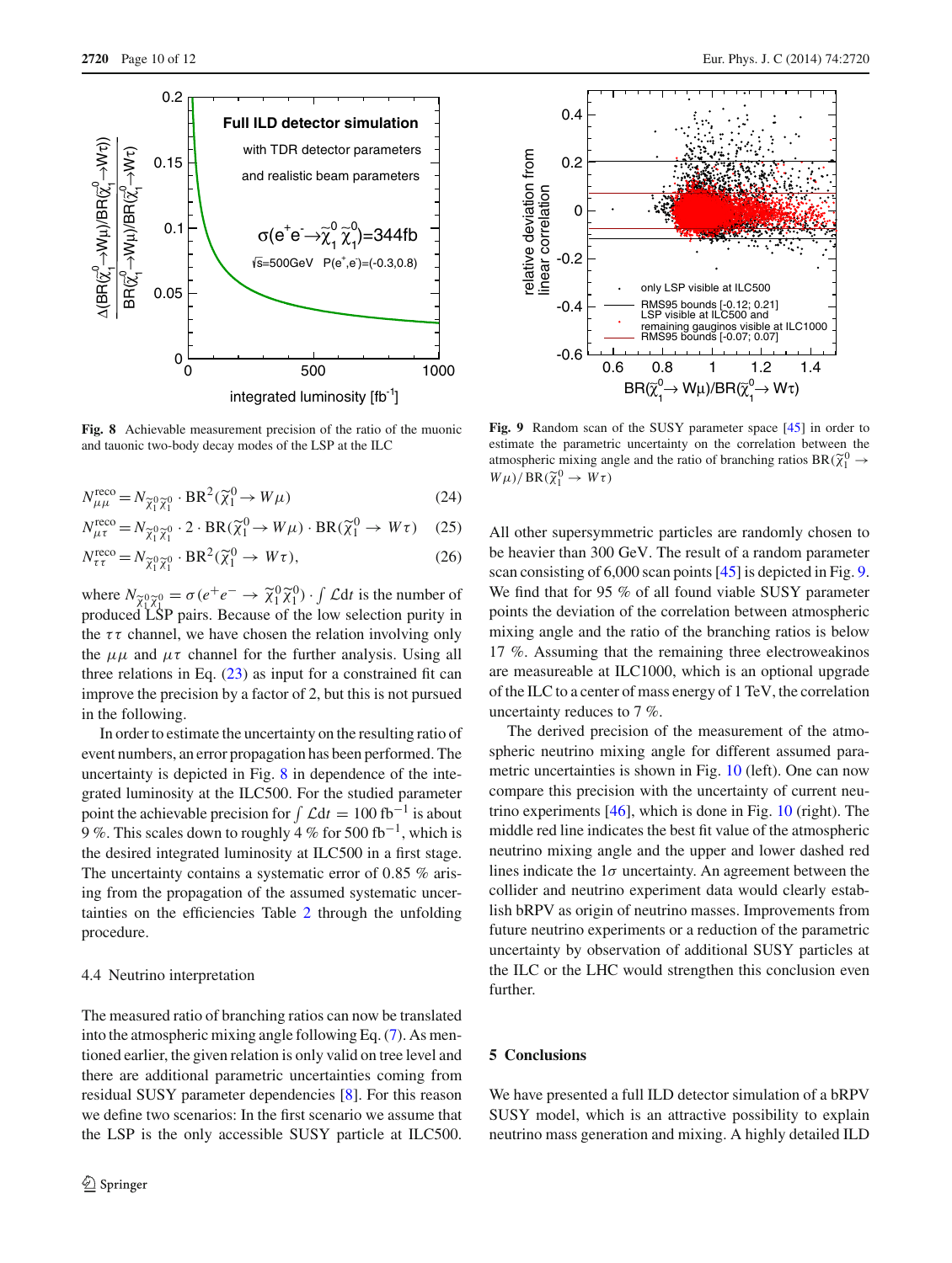**Fig. 8** Achievable measurement precision of the ratio of the muonic and tauonic two-body decay modes of the LSP at the ILC

**Fig. 9** Random scan of the SUSY parameter space [45] in order to estimate the parametric uncertainty on the correlation between the atmospheric mixing angle and the ratio of branching ratios $\mathrm{BR}(\tilde{\chi}_1^0 \to W\mu)/\mathrm{BR}(\tilde{\chi}_1^0 \to W\tau)$

$$N^{\text{reco}}_{\mu\mu} = N_{\tilde{\chi}_1^0\tilde{\chi}_1^0} \cdot \mathrm{BR}^2(\tilde{\chi}_1^0 \to W\mu) \tag{24}$$

$$N^{\text{reco}}_{\mu\tau} = N_{\tilde{\chi}_1^0\tilde{\chi}_1^0} \cdot 2 \cdot \mathrm{BR}(\tilde{\chi}_1^0 \to W\mu) \cdot \mathrm{BR}(\tilde{\chi}_1^0 \to W\tau) \tag{25}$$

$$N^{\text{reco}}_{\tau\tau} = N_{\tilde{\chi}_1^0\tilde{\chi}_1^0} \cdot \mathrm{BR}^2(\tilde{\chi}_1^0 \to W\tau), \tag{26}$$

where $N_{\tilde{\chi}_1^0\tilde{\chi}_1^0} = \sigma(e^+e^- \to \tilde{\chi}_1^0\tilde{\chi}_1^0) \cdot \int \mathcal{L}\mathrm{d}t$ is the number of produced LSP pairs. Because of the low selection purity in the $\tau\tau$ channel, we have chosen the relation involving only the $\mu\mu$ and $\mu\tau$ channel for the further analysis. Using all three relations in Eq. (23) as input for a constrained fit can improve the precision by a factor of 2, but this is not pursued in the following.

In order to estimate the uncertainty on the resulting ratio of event numbers, an error propagation has been performed. The uncertainty is depicted in Fig. 8 in dependence of the integrated luminosity at the ILC500. For the studied parameter point the achievable precision for $\int \mathcal{L}\mathrm{d}t = 100\,\mathrm{fb}^{-1}$ is about 9 %. This scales down to roughly 4 % for 500 $\mathrm{fb}^{-1}$, which is the desired integrated luminosity at ILC500 in a first stage. The uncertainty contains a systematic error of 0.85 % arising from the propagation of the assumed systematic uncertainties on the efficiencies Table 2 through the unfolding procedure.

### 4.4 Neutrino interpretation

The measured ratio of branching ratios can now be translated into the atmospheric mixing angle following Eq. (7). As mentioned earlier, the given relation is only valid on tree level and there are additional parametric uncertainties coming from residual SUSY parameter dependencies [8]. For this reason we define two scenarios: In the first scenario we assume that the LSP is the only accessible SUSY particle at ILC500. All other supersymmetric particles are randomly chosen to be heavier than 300 GeV. The result of a random parameter scan consisting of 6,000 scan points [45] is depicted in Fig. 9. We find that for 95 % of all found viable SUSY parameter points the deviation of the correlation between atmospheric mixing angle and the ratio of the branching ratios is below 17 %. Assuming that the remaining three electroweakinos are measureable at ILC1000, which is an optional upgrade of the ILC to a center of mass energy of 1 TeV, the correlation uncertainty reduces to 7 %.

The derived precision of the measurement of the atmospheric neutrino mixing angle for different assumed parametric uncertainties is shown in Fig. 10 (left). One can now compare this precision with the uncertainty of current neutrino experiments [46], which is done in Fig. 10 (right). The middle red line indicates the best fit value of the atmospheric neutrino mixing angle and the upper and lower dashed red lines indicate the $1\sigma$ uncertainty. An agreement between the collider and neutrino experiment data would clearly establish bRPV as origin of neutrino masses. Improvements from future neutrino experiments or a reduction of the parametric uncertainty by observation of additional SUSY particles at the ILC or the LHC would strengthen this conclusion even further.

## 5 Conclusions

We have presented a full ILD detector simulation of a bRPV SUSY model, which is an attractive possibility to explain neutrino mass generation and mixing. A highly detailed ILD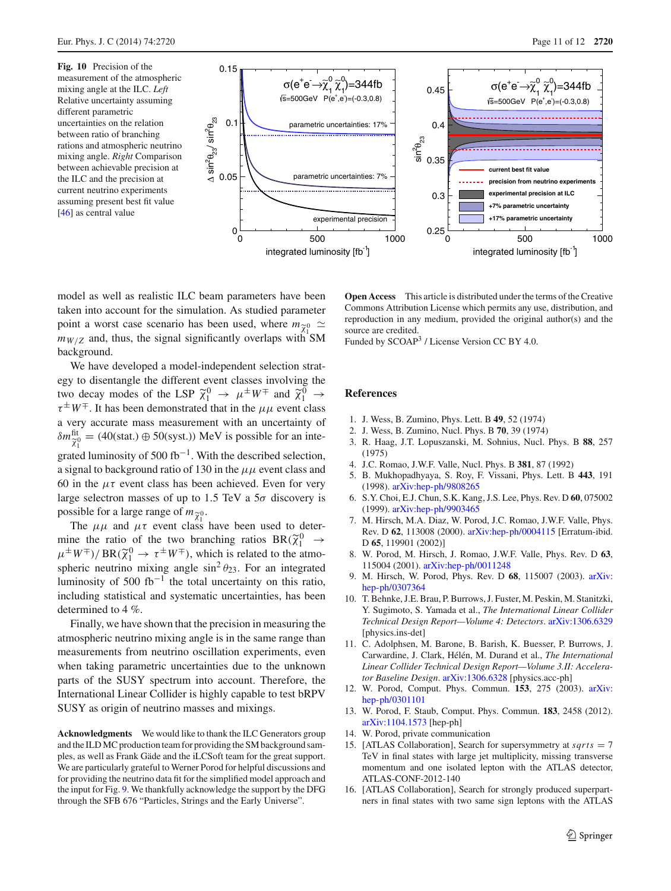**Fig. 10** Precision of the measurement of the atmospheric mixing angle at the ILC. *Left* Relative uncertainty assuming different parametric uncertainties on the relation between ratio of branching rations and atmospheric neutrino mixing angle. *Right* Comparison between achievable precision at the ILC and the precision at current neutrino experiments assuming present best fit value [46] as central value

model as well as realistic ILC beam parameters have been taken into account for the simulation. As studied parameter point a worst case scenario has been used, where $m_{\tilde{\chi}_1^0} \simeq m_{W/Z}$ and, thus, the signal significantly overlaps with SM background.

We have developed a model-independent selection strategy to disentangle the different event classes involving the two decay modes of the LSP $\tilde{\chi}_1^0 \to \mu^\pm W^\mp$ and $\tilde{\chi}_1^0 \to \tau^\pm W^\mp$. It has been demonstrated that in the $\mu\mu$ event class a very accurate mass measurement with an uncertainty of $\delta m^{\text{fit}}_{\tilde{\chi}_1^0} = (40(\text{stat.}) \oplus 50(\text{syst.}))$ MeV is possible for an integrated luminosity of 500 fb$^{-1}$. With the described selection, a signal to background ratio of 130 in the $\mu\mu$ event class and 60 in the $\mu\tau$ event class has been achieved. Even for very large selectron masses of up to 1.5 TeV a $5\sigma$ discovery is possible for a large range of $m_{\tilde{\chi}_1^0}$.

The $\mu\mu$ and $\mu\tau$ event class have been used to determine the ratio of the two branching ratios $\text{BR}(\tilde{\chi}_1^0 \to \mu^\pm W^\mp)/\text{BR}(\tilde{\chi}_1^0 \to \tau^\pm W^\mp)$, which is related to the atmospheric neutrino mixing angle $\sin^2\theta_{23}$. For an integrated luminosity of 500 fb$^{-1}$ the total uncertainty on this ratio, including statistical and systematic uncertainties, has been determined to 4 %.

Finally, we have shown that the precision in measuring the atmospheric neutrino mixing angle is in the same range than measurements from neutrino oscillation experiments, even when taking parametric uncertainties due to the unknown parts of the SUSY spectrum into account. Therefore, the International Linear Collider is highly capable to test bRPV SUSY as origin of neutrino masses and mixings.

**Acknowledgments** We would like to thank the ILC Generators group and the ILD MC production team for providing the SM background samples, as well as Frank Gäde and the iLCSoft team for the great support. We are particularly grateful to Werner Porod for helpful discussions and for providing the neutrino data fit for the simplified model approach and the input for Fig. 9. We thankfully acknowledge the support by the DFG through the SFB 676 "Particles, Strings and the Early Universe".

**Open Access** This article is distributed under the terms of the Creative Commons Attribution License which permits any use, distribution, and reproduction in any medium, provided the original author(s) and the source are credited.
Funded by SCOAP[3] / License Version CC BY 4.0.

## References

1. J. Wess, B. Zumino, Phys. Lett. B **49**, 52 (1974)
2. J. Wess, B. Zumino, Nucl. Phys. B **70**, 39 (1974)
3. R. Haag, J.T. Lopuszanski, M. Sohnius, Nucl. Phys. B **88**, 257 (1975)
4. J.C. Romao, J.W.F. Valle, Nucl. Phys. B **381**, 87 (1992)
5. B. Mukhopadhyaya, S. Roy, F. Vissani, Phys. Lett. B **443**, 191 (1998). arXiv:hep-ph/9808265
6. S.Y. Choi, E.J. Chun, S.K. Kang, J.S. Lee, Phys. Rev. D **60**, 075002 (1999). arXiv:hep-ph/9903465
7. M. Hirsch, M.A. Diaz, W. Porod, J.C. Romao, J.W.F. Valle, Phys. Rev. D **62**, 113008 (2000). arXiv:hep-ph/0004115 [Erratum-ibid. D **65**, 119901 (2002)]
8. W. Porod, M. Hirsch, J. Romao, J.W.F. Valle, Phys. Rev. D **63**, 115004 (2001). arXiv:hep-ph/0011248
9. M. Hirsch, W. Porod, Phys. Rev. D **68**, 115007 (2003). arXiv:hep-ph/0307364
10. T. Behnke, J.E. Brau, P. Burrows, J. Fuster, M. Peskin, M. Stanitzki, Y. Sugimoto, S. Yamada et al., *The International Linear Collider Technical Design Report—Volume 4: Detectors*. arXiv:1306.6329 [physics.ins-det]
11. C. Adolphsen, M. Barone, B. Barish, K. Buesser, P. Burrows, J. Carwardine, J. Clark, Hélén, M. Durand et al., *The International Linear Collider Technical Design Report—Volume 3.II: Accelerator Baseline Design*. arXiv:1306.6328 [physics.acc-ph]
12. W. Porod, Comput. Phys. Commun. **153**, 275 (2003). arXiv:hep-ph/0301101
13. W. Porod, F. Staub, Comput. Phys. Commun. **183**, 2458 (2012). arXiv:1104.1573 [hep-ph]
14. W. Porod, private communication
15. [ATLAS Collaboration], Search for supersymmetry at $sqrts = 7$ TeV in final states with large jet multiplicity, missing transverse momentum and one isolated lepton with the ATLAS detector, ATLAS-CONF-2012-140
16. [ATLAS Collaboration], Search for strongly produced superpartners in final states with two same sign leptons with the ATLAS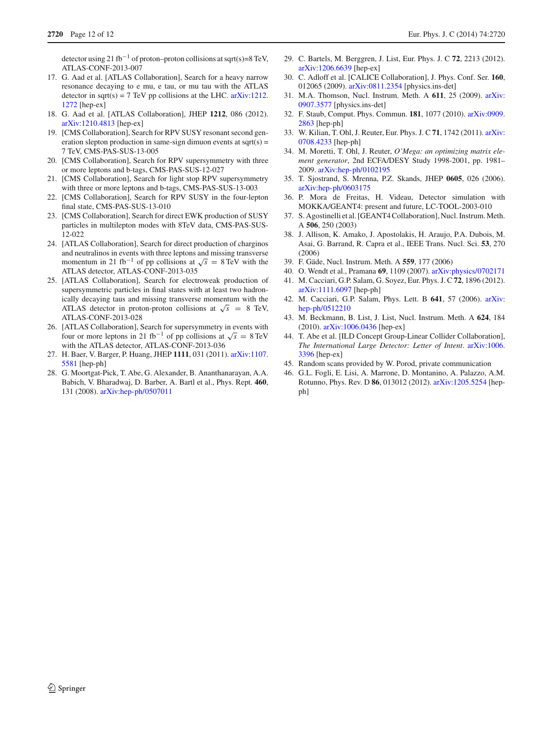detector using 21 $fb^{-1}$ of proton–proton collisions at sqrt(s)=8 TeV, ATLAS-CONF-2013-007

17. G. Aad et al. [ATLAS Collaboration], Search for a heavy narrow resonance decaying to e mu, e tau, or mu tau with the ATLAS detector in sqrt(s) = 7 TeV pp collisions at the LHC. arXiv:1212.1272 [hep-ex]
18. G. Aad et al. [ATLAS Collaboration], JHEP **1212**, 086 (2012). arXiv:1210.4813 [hep-ex]
19. [CMS Collaboration], Search for RPV SUSY resonant second generation slepton production in same-sign dimuon events at sqrt(s) = 7 TeV, CMS-PAS-SUS-13-005
20. [CMS Collaboration], Search for RPV supersymmetry with three or more leptons and b-tags, CMS-PAS-SUS-12-027
21. [CMS Collaboration], Search for light stop RPV supersymmetry with three or more leptons and b-tags, CMS-PAS-SUS-13-003
22. [CMS Collaboration], Search for RPV SUSY in the four-lepton final state, CMS-PAS-SUS-13-010
23. [CMS Collaboration], Search for direct EWK production of SUSY particles in multilepton modes with 8TeV data, CMS-PAS-SUS-12-022
24. [ATLAS Collaboration], Search for direct production of charginos and neutralinos in events with three leptons and missing transverse momentum in 21 $fb^{-1}$ of pp collisions at $\sqrt{s}$ = 8 TeV with the ATLAS detector, ATLAS-CONF-2013-035
25. [ATLAS Collaboration], Search for electroweak production of supersymmetric particles in final states with at least two hadronically decaying taus and missing transverse momentum with the ATLAS detector in proton-proton collisions at $\sqrt{s}$ = 8 TeV, ATLAS-CONF-2013-028
26. [ATLAS Collaboration], Search for supersymmetry in events with four or more leptons in 21 $fb^{-1}$ of pp collisions at $\sqrt{s}$ = 8 TeV with the ATLAS detector, ATLAS-CONF-2013-036
27. H. Baer, V. Barger, P. Huang, JHEP **1111**, 031 (2011). arXiv:1107.5581 [hep-ph]
28. G. Moortgat-Pick, T. Abe, G. Alexander, B. Ananthanarayan, A.A. Babich, V. Bharadwaj, D. Barber, A. Bartl et al., Phys. Rept. **460**, 131 (2008). arXiv:hep-ph/0507011
29. C. Bartels, M. Berggren, J. List, Eur. Phys. J. C **72**, 2213 (2012). arXiv:1206.6639 [hep-ex]
30. C. Adloff et al. [CALICE Collaboration], J. Phys. Conf. Ser. **160**, 012065 (2009). arXiv:0811.2354 [physics.ins-det]
31. M.A. Thomson, Nucl. Instrum. Meth. A **611**, 25 (2009). arXiv:0907.3577 [physics.ins-det]
32. F. Staub, Comput. Phys. Commun. **181**, 1077 (2010). arXiv:0909.2863 [hep-ph]
33. W. Kilian, T. Ohl, J. Reuter, Eur. Phys. J. C **71**, 1742 (2011). arXiv:0708.4233 [hep-ph]
34. M. Moretti, T. Ohl, J. Reuter, *O'Mega: an optimizing matrix element generator*, 2nd ECFA/DESY Study 1998-2001, pp. 1981–2009. arXiv:hep-ph/0102195
35. T. Sjostrand, S. Mrenna, P.Z. Skands, JHEP **0605**, 026 (2006). arXiv:hep-ph/0603175
36. P. Mora de Freitas, H. Videau, Detector simulation with MOKKA/GEANT4: present and future, LC-TOOL-2003-010
37. S. Agostinelli et al. [GEANT4 Collaboration], Nucl. Instrum. Meth. A **506**, 250 (2003)
38. J. Allison, K. Amako, J. Apostolakis, H. Araujo, P.A. Dubois, M. Asai, G. Barrand, R. Capra et al., IEEE Trans. Nucl. Sci. **53**, 270 (2006)
39. F. Gäde, Nucl. Instrum. Meth. A **559**, 177 (2006)
40. O. Wendt et al., Pramana **69**, 1109 (2007). arXiv:physics/0702171
41. M. Cacciari, G.P. Salam, G. Soyez, Eur. Phys. J. C **72**, 1896 (2012). arXiv:1111.6097 [hep-ph]
42. M. Cacciari, G.P. Salam, Phys. Lett. B **641**, 57 (2006). arXiv:hep-ph/0512210
43. M. Beckmann, B. List, J. List, Nucl. Instrum. Meth. A **624**, 184 (2010). arXiv:1006.0436 [hep-ex]
44. T. Abe et al. [ILD Concept Group-Linear Collider Collaboration], *The International Large Detector: Letter of Intent*. arXiv:1006.3396 [hep-ex]
45. Random scans provided by W. Porod, private communication
46. G.L. Fogli, E. Lisi, A. Marrone, D. Montanino, A. Palazzo, A.M. Rotunno, Phys. Rev. D **86**, 013012 (2012). arXiv:1205.5254 [hep-ph]